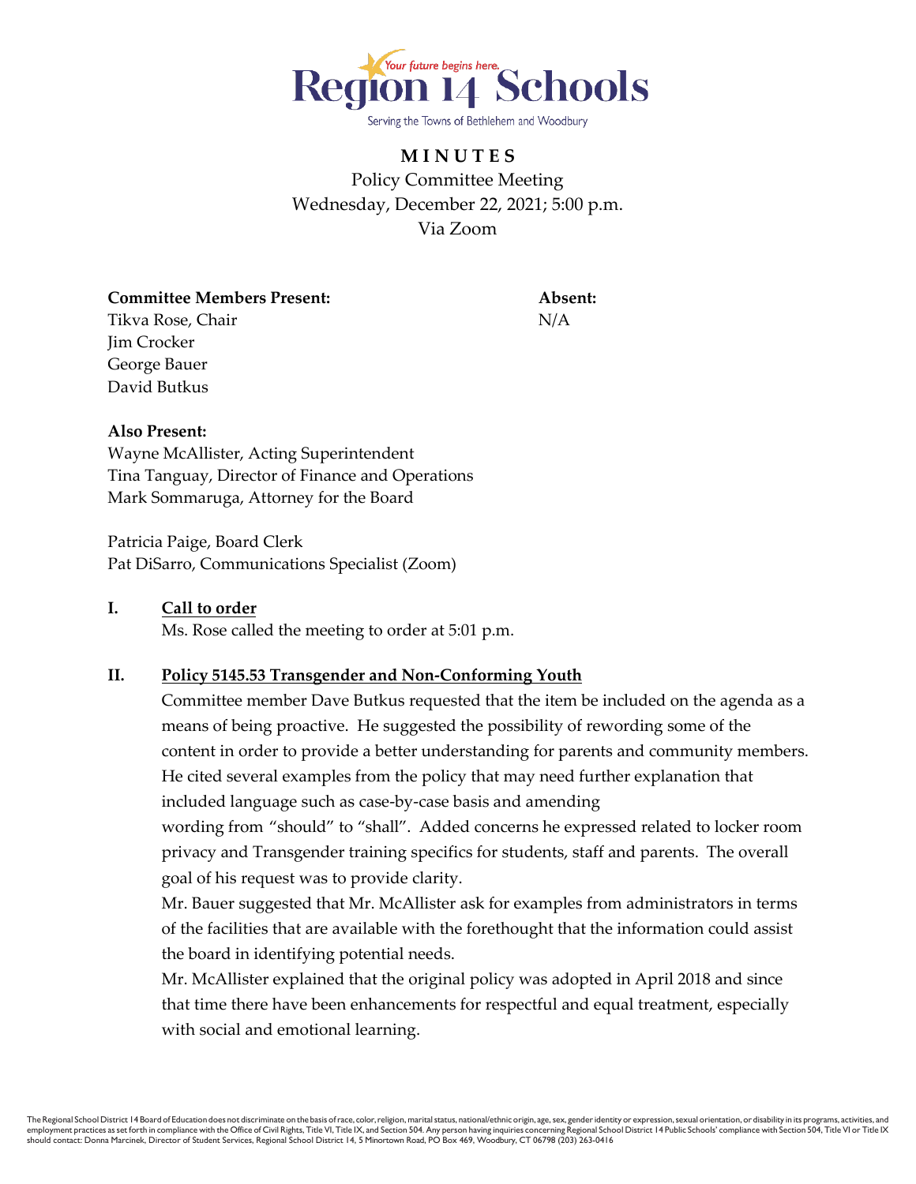Region 14 Schools

Serving the Towns of Bethlehem and Woodbury

# MINUTES

Policy Committee Meeting
Wednesday, December 22, 2021; 5:00 p.m.
Via Zoom

**Committee Members Present:**
Tikva Rose, Chair
Jim Crocker
George Bauer
David Butkus

**Absent:**
N/A

**Also Present:**
Wayne McAllister, Acting Superintendent
Tina Tanguay, Director of Finance and Operations
Mark Sommaruga, Attorney for the Board

Patricia Paige, Board Clerk
Pat DiSarro, Communications Specialist (Zoom)

## I. Call to order

Ms. Rose called the meeting to order at 5:01 p.m.

## II. Policy 5145.53 Transgender and Non-Conforming Youth

Committee member Dave Butkus requested that the item be included on the agenda as a means of being proactive. He suggested the possibility of rewording some of the content in order to provide a better understanding for parents and community members. He cited several examples from the policy that may need further explanation that included language such as case-by-case basis and amending wording from "should" to "shall". Added concerns he expressed related to locker room privacy and Transgender training specifics for students, staff and parents. The overall goal of his request was to provide clarity.

Mr. Bauer suggested that Mr. McAllister ask for examples from administrators in terms of the facilities that are available with the forethought that the information could assist the board in identifying potential needs.

Mr. McAllister explained that the original policy was adopted in April 2018 and since that time there have been enhancements for respectful and equal treatment, especially with social and emotional learning.

The Regional School District 14 Board of Education does not discriminate on the basis of race, color, religion, marital status, national/ethnic origin, age, sex, gender identity or expression, sexual orientation, or disability in its programs, activities, and employment practices as set forth in compliance with the Office of Civil Rights, Title VI, Title IX, and Section 504. Any person having inquiries concerning Regional School District 14 Public Schools' compliance with Section 504, Title VI or Title IX should contact: Donna Marcinek, Director of Student Services, Regional School District 14, 5 Minortown Road, PO Box 469, Woodbury, CT 06798 (203) 263-0416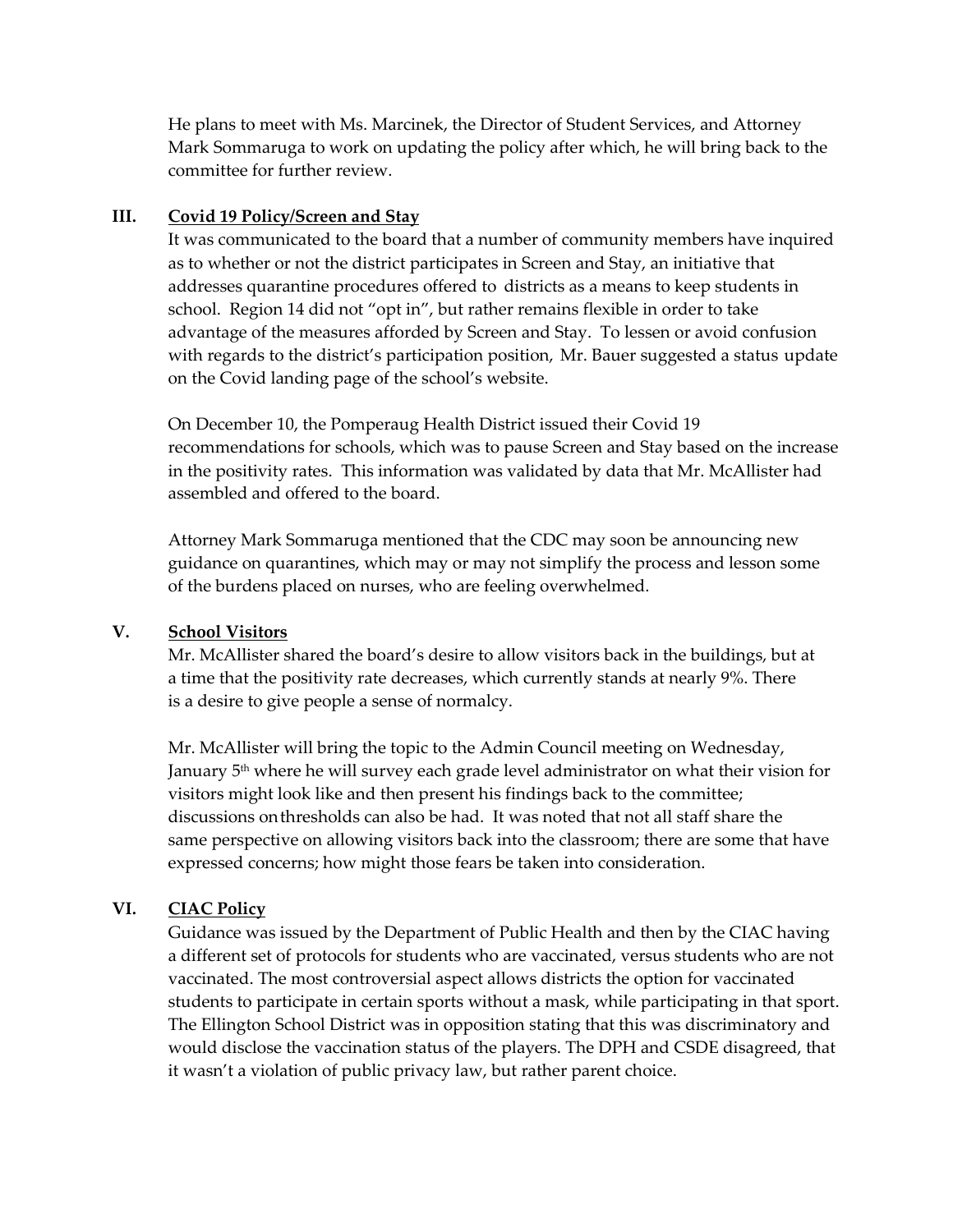He plans to meet with Ms. Marcinek, the Director of Student Services, and Attorney Mark Sommaruga to work on updating the policy after which, he will bring back to the committee for further review.

## III. Covid 19 Policy/Screen and Stay

It was communicated to the board that a number of community members have inquired as to whether or not the district participates in Screen and Stay, an initiative that addresses quarantine procedures offered to districts as a means to keep students in school. Region 14 did not "opt in", but rather remains flexible in order to take advantage of the measures afforded by Screen and Stay. To lessen or avoid confusion with regards to the district's participation position, Mr. Bauer suggested a status update on the Covid landing page of the school's website.

On December 10, the Pomperaug Health District issued their Covid 19 recommendations for schools, which was to pause Screen and Stay based on the increase in the positivity rates. This information was validated by data that Mr. McAllister had assembled and offered to the board.

Attorney Mark Sommaruga mentioned that the CDC may soon be announcing new guidance on quarantines, which may or may not simplify the process and lesson some of the burdens placed on nurses, who are feeling overwhelmed.

## V. School Visitors

Mr. McAllister shared the board's desire to allow visitors back in the buildings, but at a time that the positivity rate decreases, which currently stands at nearly 9%. There is a desire to give people a sense of normalcy.

Mr. McAllister will bring the topic to the Admin Council meeting on Wednesday, January 5th where he will survey each grade level administrator on what their vision for visitors might look like and then present his findings back to the committee; discussions on thresholds can also be had. It was noted that not all staff share the same perspective on allowing visitors back into the classroom; there are some that have expressed concerns; how might those fears be taken into consideration.

## VI. CIAC Policy

Guidance was issued by the Department of Public Health and then by the CIAC having a different set of protocols for students who are vaccinated, versus students who are not vaccinated. The most controversial aspect allows districts the option for vaccinated students to participate in certain sports without a mask, while participating in that sport. The Ellington School District was in opposition stating that this was discriminatory and would disclose the vaccination status of the players. The DPH and CSDE disagreed, that it wasn't a violation of public privacy law, but rather parent choice.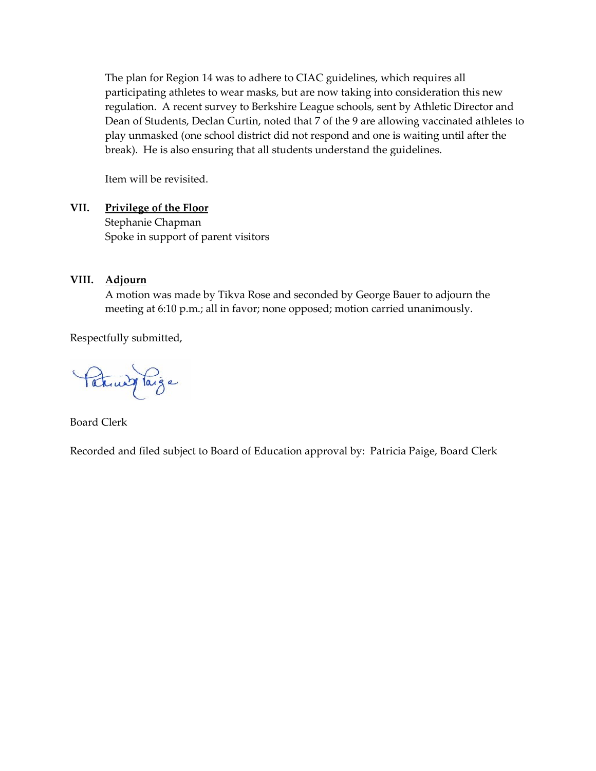The plan for Region 14 was to adhere to CIAC guidelines, which requires all participating athletes to wear masks, but are now taking into consideration this new regulation. A recent survey to Berkshire League schools, sent by Athletic Director and Dean of Students, Declan Curtin, noted that 7 of the 9 are allowing vaccinated athletes to play unmasked (one school district did not respond and one is waiting until after the break). He is also ensuring that all students understand the guidelines.

Item will be revisited.

**VII. <u>Privilege of the Floor</u>**

Stephanie Chapman
Spoke in support of parent visitors

**VIII. <u>Adjourn</u>**

A motion was made by Tikva Rose and seconded by George Bauer to adjourn the meeting at 6:10 p.m.; all in favor; none opposed; motion carried unanimously.

Respectfully submitted,

Patricia Paige

Board Clerk

Recorded and filed subject to Board of Education approval by: Patricia Paige, Board Clerk